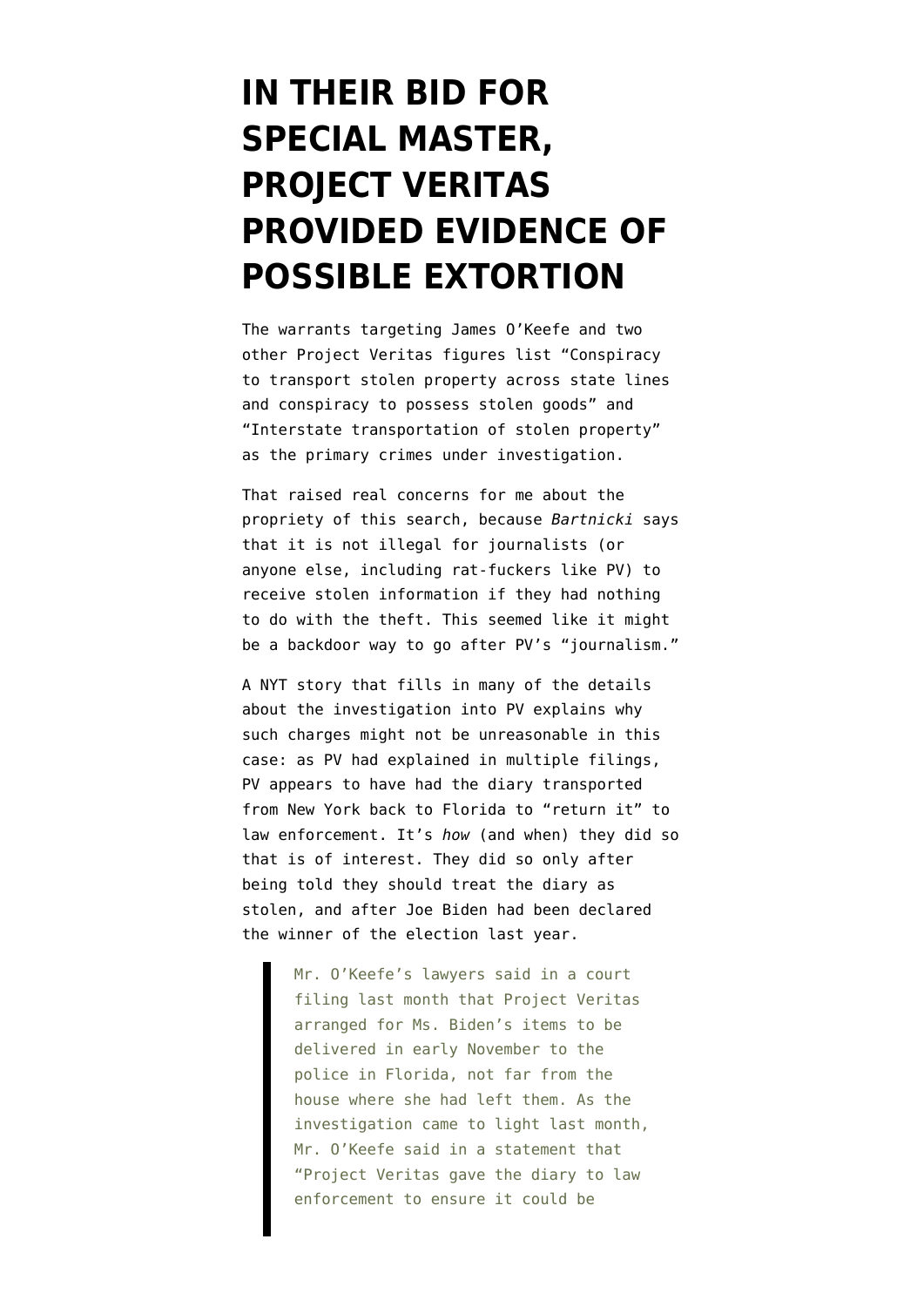# IN THEIR BID FOR SPECIAL MASTER, PROJECT VERITAS PROVIDED EVIDENCE OF POSSIBLE EXTORTION

The warrants targeting James O'Keefe and two other Project Veritas figures list "Conspiracy to transport stolen property across state lines and conspiracy to possess stolen goods" and "Interstate transportation of stolen property" as the primary crimes under investigation.

That raised real concerns for me about the propriety of this search, because *Bartnicki* says that it is not illegal for journalists (or anyone else, including rat-fuckers like PV) to receive stolen information if they had nothing to do with the theft. This seemed like it might be a backdoor way to go after PV's "journalism."

A NYT story that fills in many of the details about the investigation into PV explains why such charges might not be unreasonable in this case: as PV had explained in multiple filings, PV appears to have had the diary transported from New York back to Florida to "return it" to law enforcement. It's *how* (and when) they did so that is of interest. They did so only after being told they should treat the diary as stolen, and after Joe Biden had been declared the winner of the election last year.

> Mr. O'Keefe's lawyers said in a court filing last month that Project Veritas arranged for Ms. Biden's items to be delivered in early November to the police in Florida, not far from the house where she had left them. As the investigation came to light last month, Mr. O'Keefe said in a statement that "Project Veritas gave the diary to law enforcement to ensure it could be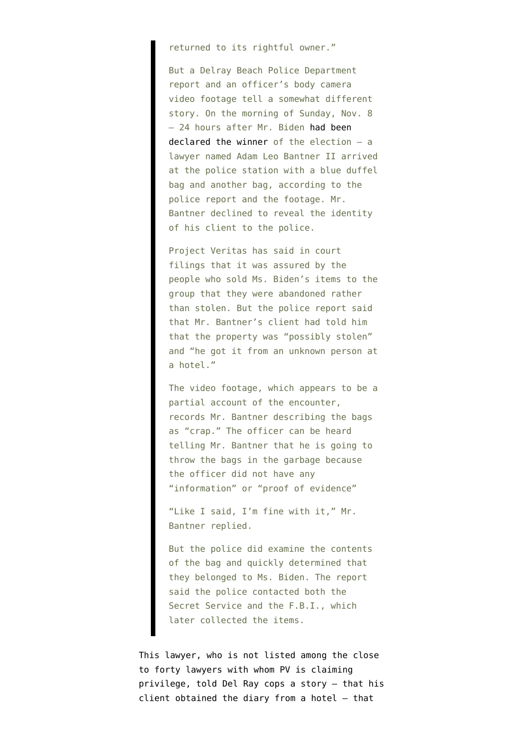> returned to its rightful owner."
>
> But a Delray Beach Police Department report and an officer's body camera video footage tell a somewhat different story. On the morning of Sunday, Nov. 8 — 24 hours after Mr. Biden had been declared the winner of the election — a lawyer named Adam Leo Bantner II arrived at the police station with a blue duffel bag and another bag, according to the police report and the footage. Mr. Bantner declined to reveal the identity of his client to the police.
>
> Project Veritas has said in court filings that it was assured by the people who sold Ms. Biden's items to the group that they were abandoned rather than stolen. But the police report said that Mr. Bantner's client had told him that the property was "possibly stolen" and "he got it from an unknown person at a hotel."
>
> The video footage, which appears to be a partial account of the encounter, records Mr. Bantner describing the bags as "crap." The officer can be heard telling Mr. Bantner that he is going to throw the bags in the garbage because the officer did not have any "information" or "proof of evidence"
>
> "Like I said, I'm fine with it," Mr. Bantner replied.
>
> But the police did examine the contents of the bag and quickly determined that they belonged to Ms. Biden. The report said the police contacted both the Secret Service and the F.B.I., which later collected the items.

This lawyer, who is not listed among the close to forty lawyers with whom PV is claiming privilege, told Del Ray cops a story — that his client obtained the diary from a hotel — that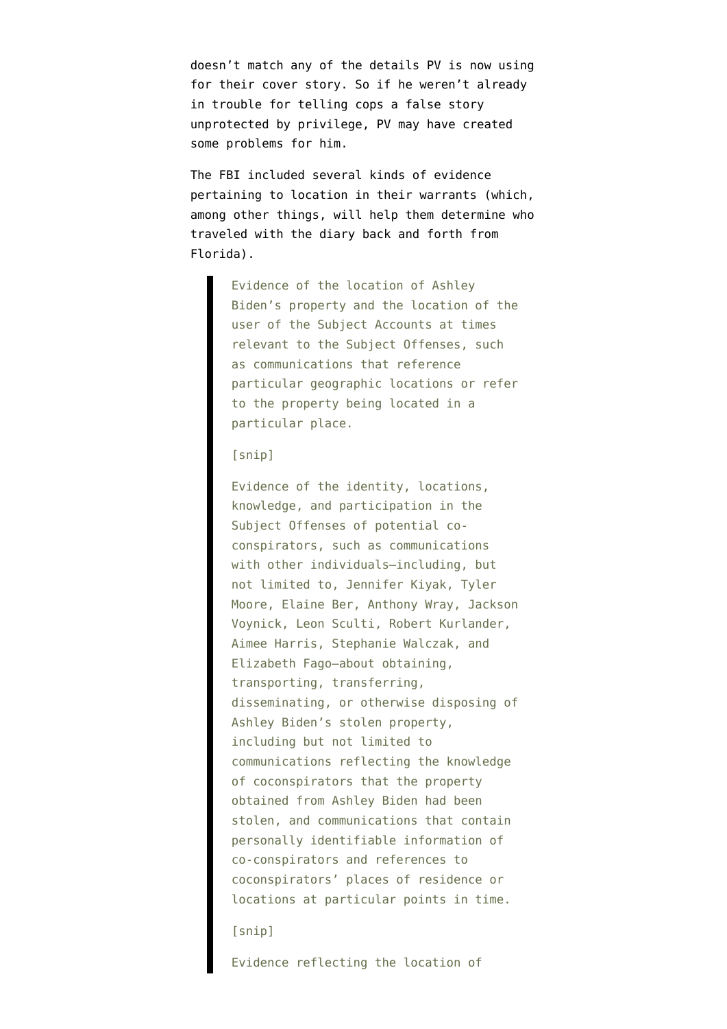doesn't match any of the details PV is now using for their cover story. So if he weren't already in trouble for telling cops a false story unprotected by privilege, PV may have created some problems for him.

The FBI included several kinds of evidence pertaining to location in their warrants (which, among other things, will help them determine who traveled with the diary back and forth from Florida).

> Evidence of the location of Ashley Biden's property and the location of the user of the Subject Accounts at times relevant to the Subject Offenses, such as communications that reference particular geographic locations or refer to the property being located in a particular place.
>
> [snip]
>
> Evidence of the identity, locations, knowledge, and participation in the Subject Offenses of potential co-conspirators, such as communications with other individuals—including, but not limited to, Jennifer Kiyak, Tyler Moore, Elaine Ber, Anthony Wray, Jackson Voynick, Leon Sculti, Robert Kurlander, Aimee Harris, Stephanie Walczak, and Elizabeth Fago—about obtaining, transporting, transferring, disseminating, or otherwise disposing of Ashley Biden's stolen property, including but not limited to communications reflecting the knowledge of coconspirators that the property obtained from Ashley Biden had been stolen, and communications that contain personally identifiable information of co-conspirators and references to coconspirators' places of residence or locations at particular points in time.
>
> [snip]
>
> Evidence reflecting the location of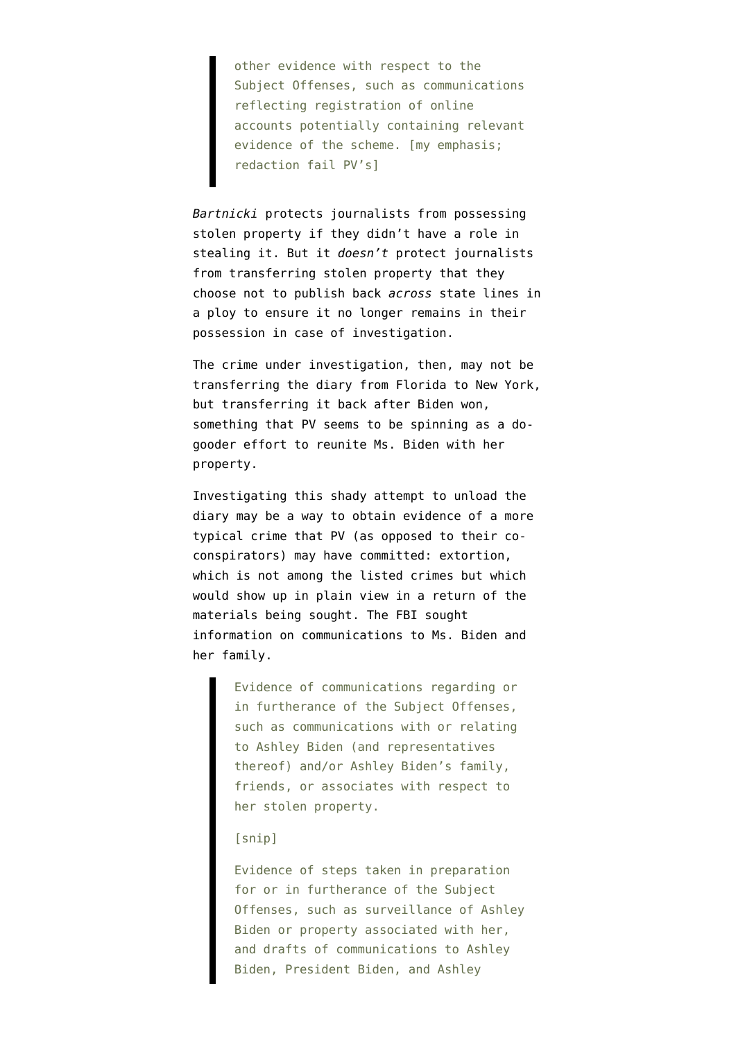> other evidence with respect to the Subject Offenses, such as communications reflecting registration of online accounts potentially containing relevant evidence of the scheme. [my emphasis; redaction fail PV's]

*Bartnicki* protects journalists from possessing stolen property if they didn't have a role in stealing it. But it *doesn't* protect journalists from transferring stolen property that they choose not to publish back *across* state lines in a ploy to ensure it no longer remains in their possession in case of investigation.

The crime under investigation, then, may not be transferring the diary from Florida to New York, but transferring it back after Biden won, something that PV seems to be spinning as a do-gooder effort to reunite Ms. Biden with her property.

Investigating this shady attempt to unload the diary may be a way to obtain evidence of a more typical crime that PV (as opposed to their co-conspirators) may have committed: extortion, which is not among the listed crimes but which would show up in plain view in a return of the materials being sought. The FBI sought information on communications to Ms. Biden and her family.

> Evidence of communications regarding or in furtherance of the Subject Offenses, such as communications with or relating to Ashley Biden (and representatives thereof) and/or Ashley Biden's family, friends, or associates with respect to her stolen property.
>
> [snip]
>
> Evidence of steps taken in preparation for or in furtherance of the Subject Offenses, such as surveillance of Ashley Biden or property associated with her, and drafts of communications to Ashley Biden, President Biden, and Ashley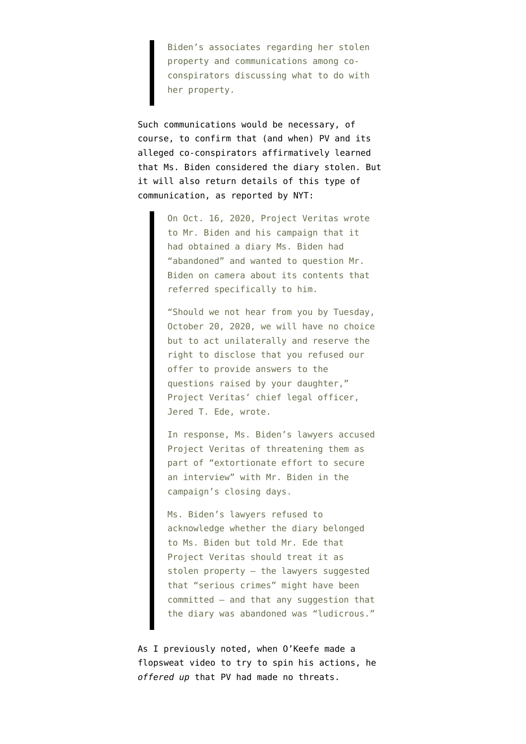> Biden's associates regarding her stolen property and communications among co-conspirators discussing what to do with her property.

Such communications would be necessary, of course, to confirm that (and when) PV and its alleged co-conspirators affirmatively learned that Ms. Biden considered the diary stolen. But it will also return details of this type of communication, as reported by NYT:

> On Oct. 16, 2020, Project Veritas wrote to Mr. Biden and his campaign that it had obtained a diary Ms. Biden had "abandoned" and wanted to question Mr. Biden on camera about its contents that referred specifically to him.
>
> "Should we not hear from you by Tuesday, October 20, 2020, we will have no choice but to act unilaterally and reserve the right to disclose that you refused our offer to provide answers to the questions raised by your daughter," Project Veritas' chief legal officer, Jered T. Ede, wrote.
>
> In response, Ms. Biden's lawyers accused Project Veritas of threatening them as part of "extortionate effort to secure an interview" with Mr. Biden in the campaign's closing days.
>
> Ms. Biden's lawyers refused to acknowledge whether the diary belonged to Ms. Biden but told Mr. Ede that Project Veritas should treat it as stolen property — the lawyers suggested that "serious crimes" might have been committed — and that any suggestion that the diary was abandoned was "ludicrous."

As I previously noted, when O'Keefe made a flopsweat video to try to spin his actions, he *offered up* that PV had made no threats.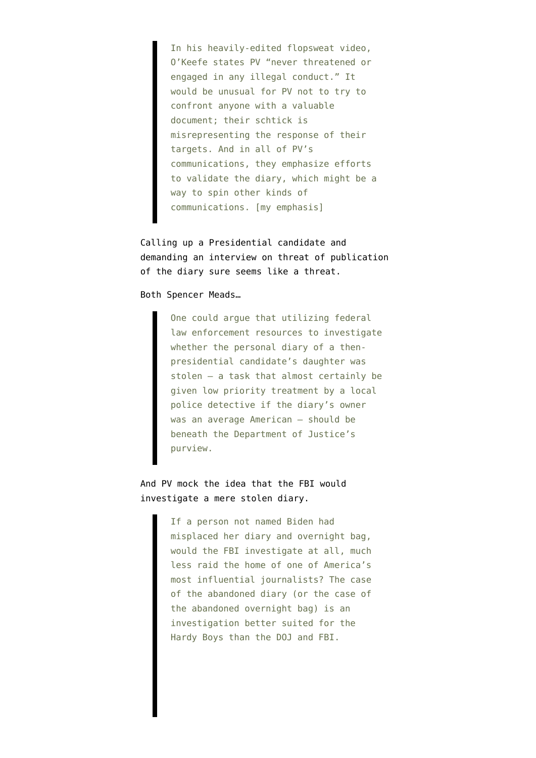> In his heavily-edited flopsweat video, O'Keefe states PV "never threatened or engaged in any illegal conduct." It would be unusual for PV not to try to confront anyone with a valuable document; their schtick is misrepresenting the response of their targets. And in all of PV's communications, they emphasize efforts to validate the diary, which might be a way to spin other kinds of communications. [my emphasis]

Calling up a Presidential candidate and demanding an interview on threat of publication of the diary sure seems like a threat.

Both Spencer Meads…

> One could argue that utilizing federal law enforcement resources to investigate whether the personal diary of a then-presidential candidate's daughter was stolen — a task that almost certainly be given low priority treatment by a local police detective if the diary's owner was an average American — should be beneath the Department of Justice's purview.

And PV mock the idea that the FBI would investigate a mere stolen diary.

> If a person not named Biden had misplaced her diary and overnight bag, would the FBI investigate at all, much less raid the home of one of America's most influential journalists? The case of the abandoned diary (or the case of the abandoned overnight bag) is an investigation better suited for the Hardy Boys than the DOJ and FBI.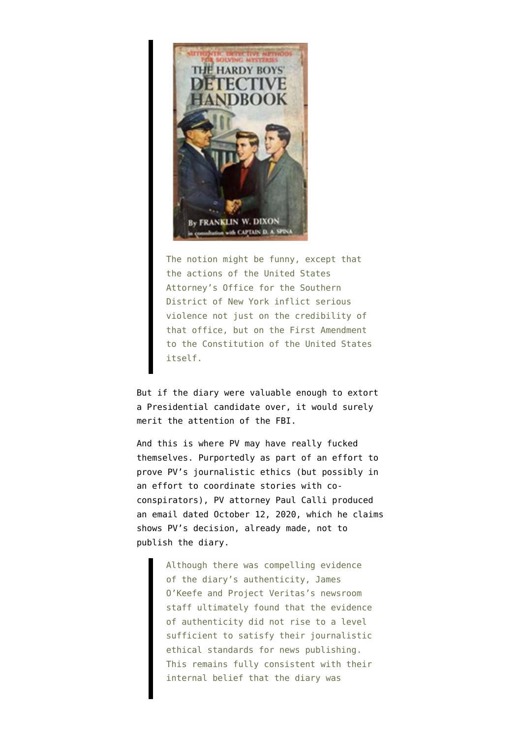> The notion might be funny, except that the actions of the United States Attorney's Office for the Southern District of New York inflict serious violence not just on the credibility of that office, but on the First Amendment to the Constitution of the United States itself.

But if the diary were valuable enough to extort a Presidential candidate over, it would surely merit the attention of the FBI.

And this is where PV may have really fucked themselves. Purportedly as part of an effort to prove PV's journalistic ethics (but possibly in an effort to coordinate stories with co-conspirators), PV attorney Paul Calli produced an email dated October 12, 2020, which he claims shows PV's decision, already made, not to publish the diary.

> Although there was compelling evidence of the diary's authenticity, James O'Keefe and Project Veritas's newsroom staff ultimately found that the evidence of authenticity did not rise to a level sufficient to satisfy their journalistic ethical standards for news publishing. This remains fully consistent with their internal belief that the diary was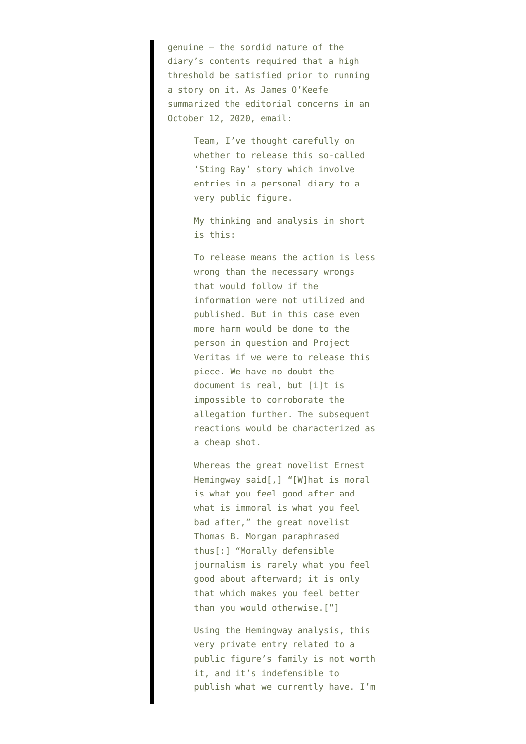genuine — the sordid nature of the diary's contents required that a high threshold be satisfied prior to running a story on it. As James O'Keefe summarized the editorial concerns in an October 12, 2020, email:

> Team, I've thought carefully on whether to release this so-called 'Sting Ray' story which involve entries in a personal diary to a very public figure.
>
> My thinking and analysis in short is this:
>
> To release means the action is less wrong than the necessary wrongs that would follow if the information were not utilized and published. But in this case even more harm would be done to the person in question and Project Veritas if we were to release this piece. We have no doubt the document is real, but [i]t is impossible to corroborate the allegation further. The subsequent reactions would be characterized as a cheap shot.
>
> Whereas the great novelist Ernest Hemingway said[,] "[W]hat is moral is what you feel good after and what is immoral is what you feel bad after," the great novelist Thomas B. Morgan paraphrased thus[:] "Morally defensible journalism is rarely what you feel good about afterward; it is only that which makes you feel better than you would otherwise.["]
>
> Using the Hemingway analysis, this very private entry related to a public figure's family is not worth it, and it's indefensible to publish what we currently have. I'm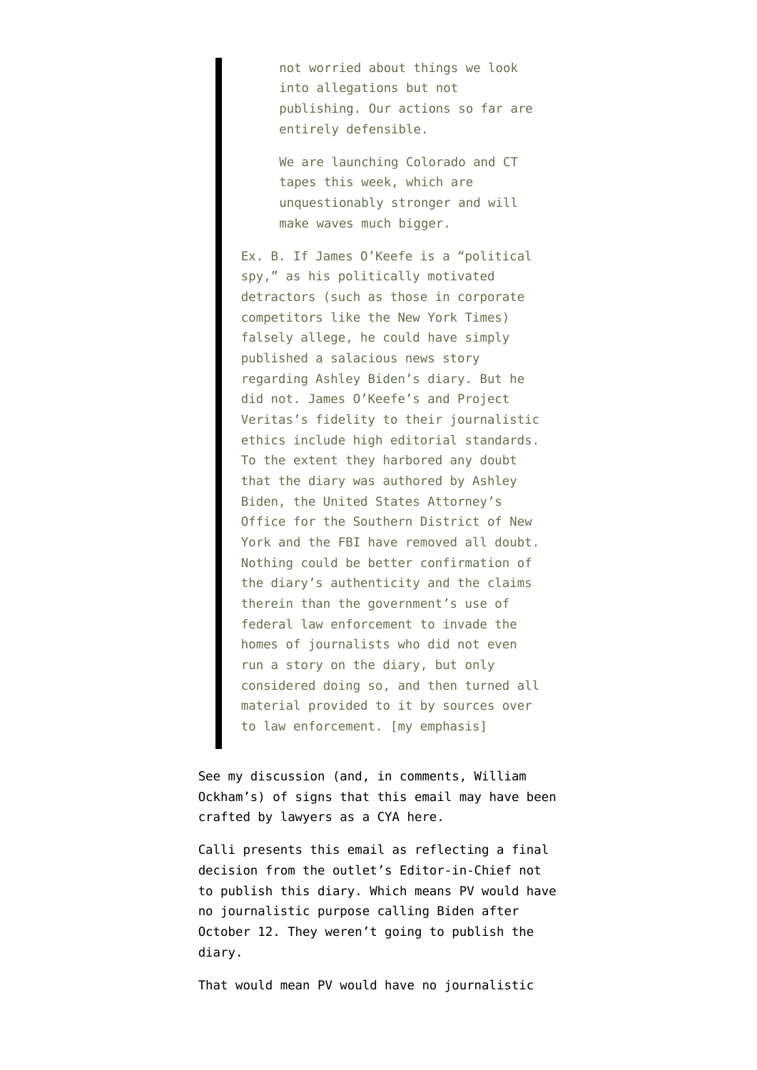> > not worried about things we look into allegations but not publishing. Our actions so far are entirely defensible.
> >
> > We are launching Colorado and CT tapes this week, which are unquestionably stronger and will make waves much bigger.
>
> Ex. B. If James O'Keefe is a "political spy," as his politically motivated detractors (such as those in corporate competitors like the New York Times) falsely allege, he could have simply published a salacious news story regarding Ashley Biden's diary. But he did not. James O'Keefe's and Project Veritas's fidelity to their journalistic ethics include high editorial standards. To the extent they harbored any doubt that the diary was authored by Ashley Biden, the United States Attorney's Office for the Southern District of New York and the FBI have removed all doubt. Nothing could be better confirmation of the diary's authenticity and the claims therein than the government's use of federal law enforcement to invade the homes of journalists who did not even run a story on the diary, but only considered doing so, and then turned all material provided to it by sources over to law enforcement. [my emphasis]

See my discussion (and, in comments, William Ockham's) of signs that this email may have been crafted by lawyers as a CYA here.

Calli presents this email as reflecting a final decision from the outlet's Editor-in-Chief not to publish this diary. Which means PV would have no journalistic purpose calling Biden after October 12. They weren't going to publish the diary.

That would mean PV would have no journalistic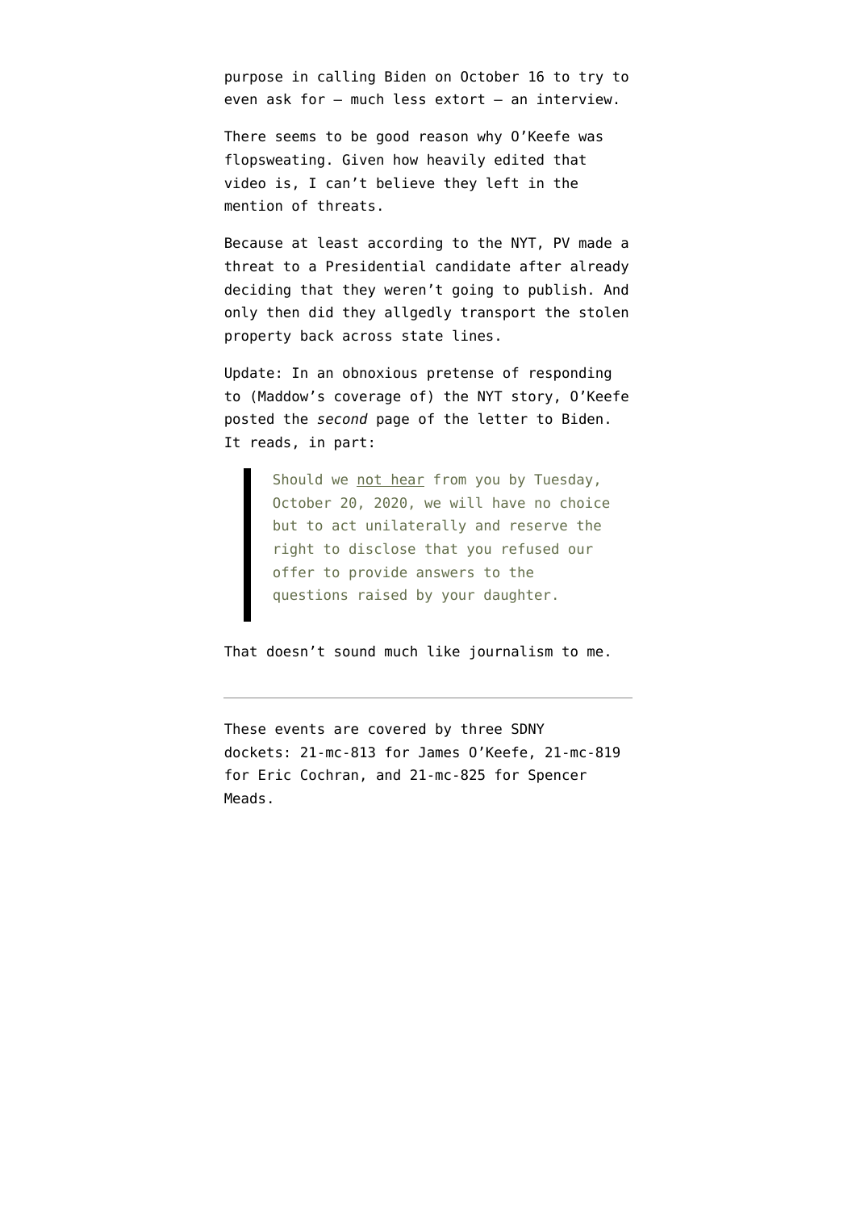purpose in calling Biden on October 16 to try to even ask for — much less extort — an interview.

There seems to be good reason why O'Keefe was flopsweating. Given how heavily edited that video is, I can't believe they left in the mention of threats.

Because at least according to the NYT, PV made a threat to a Presidential candidate after already deciding that they weren't going to publish. And only then did they allgedly transport the stolen property back across state lines.

Update: In an obnoxious pretense of responding to (Maddow's coverage of) the NYT story, O'Keefe posted the *second* page of the letter to Biden. It reads, in part:

> Should we <u>not hear</u> from you by Tuesday, October 20, 2020, we will have no choice but to act unilaterally and reserve the right to disclose that you refused our offer to provide answers to the questions raised by your daughter.

That doesn't sound much like journalism to me.

---

These events are covered by three SDNY dockets: 21-mc-813 for James O'Keefe, 21-mc-819 for Eric Cochran, and 21-mc-825 for Spencer Meads.